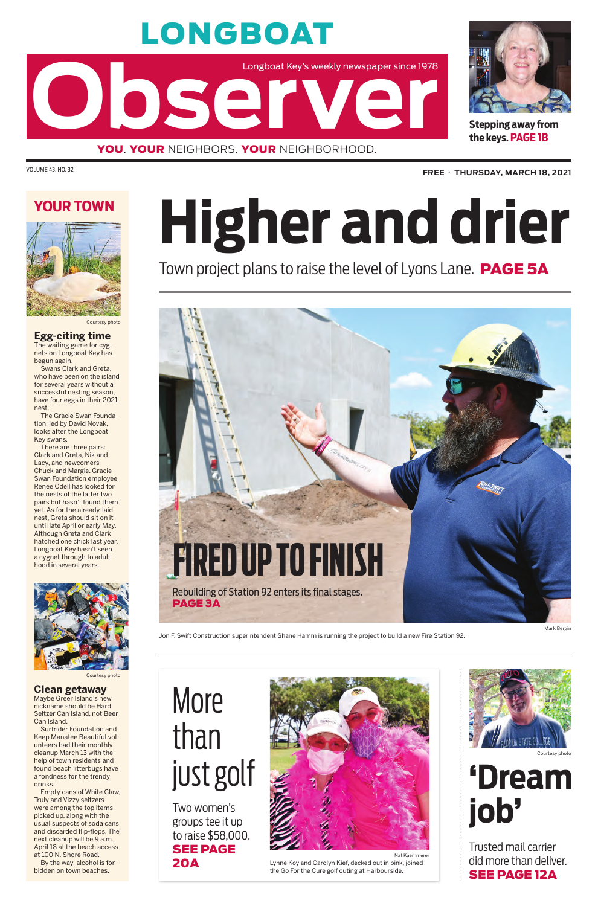# LONGBOAT Observer

Longboat Key's weekly newspaper since 1978

**YOU**. **YOUR** NEIGHBORS. **YOUR** NEIGHBORHOOD.

**Stepping away from the keys. PAGE 1B**

VOLUME 43, NO. 32

**FREE · THURSDAY, MARCH 18, 2021**

## YOUR TOWN

Courtesy photo

### Egg-citing time

The waiting game for cygnets on Longboat Key has begun again.

Swans Clark and Greta, who have been on the island for several years without a successful nesting season, have four eggs in their 2021 nest.

The Gracie Swan Foundation, led by David Novak, looks after the Longboat Key swans.

There are three pairs: Clark and Greta, Nik and Lacy, and newcomers Chuck and Margie. Gracie Swan Foundation employee Renee Odell has looked for the nests of the latter two pairs but hasn't found them yet. As for the already-laid nest, Greta should sit on it until late April or early May. Although Greta and Clark hatched one chick last year, Longboat Key hasn't seen a cygnet through to adulthood in several years.

Courtesy photo

### Clean getaway

Maybe Greer Island's new nickname should be Hard Seltzer Can Island, not Beer Can Island.

Surfrider Foundation and Keep Manatee Beautiful volunteers had their monthly cleanup March 13 with the help of town residents and found beach litterbugs have a fondness for the trendy drinks.

Empty cans of White Claw, Truly and Vizzy seltzers were among the top items picked up, along with the usual suspects of soda cans and discarded flip-flops. The next cleanup will be 9 a.m. April 18 at the beach access at 100 N. Shore Road.

By the way, alcohol is forbidden on town beaches.

# Higher and drier

Town project plans to raise the level of Lyons Lane. **PAGE 5A**

## FIRED UP TO FINISH

Rebuilding of Station 92 enters its final stages. **PAGE 3A**

Mark Bergin

Jon F. Swift Construction superintendent Shane Hamm is running the project to build a new Fire Station 92.

## More than just golf

Two women's groups tee it up to raise $58,000. **SEE PAGE 20A**

Nat Kaemmerer

Lynne Koy and Carolyn Kief, decked out in pink, joined the Go For the Cure golf outing at Harbourside.

Courtesy photo

## 'Dream job'

Trusted mail carrier did more than deliver. **SEE PAGE 12A**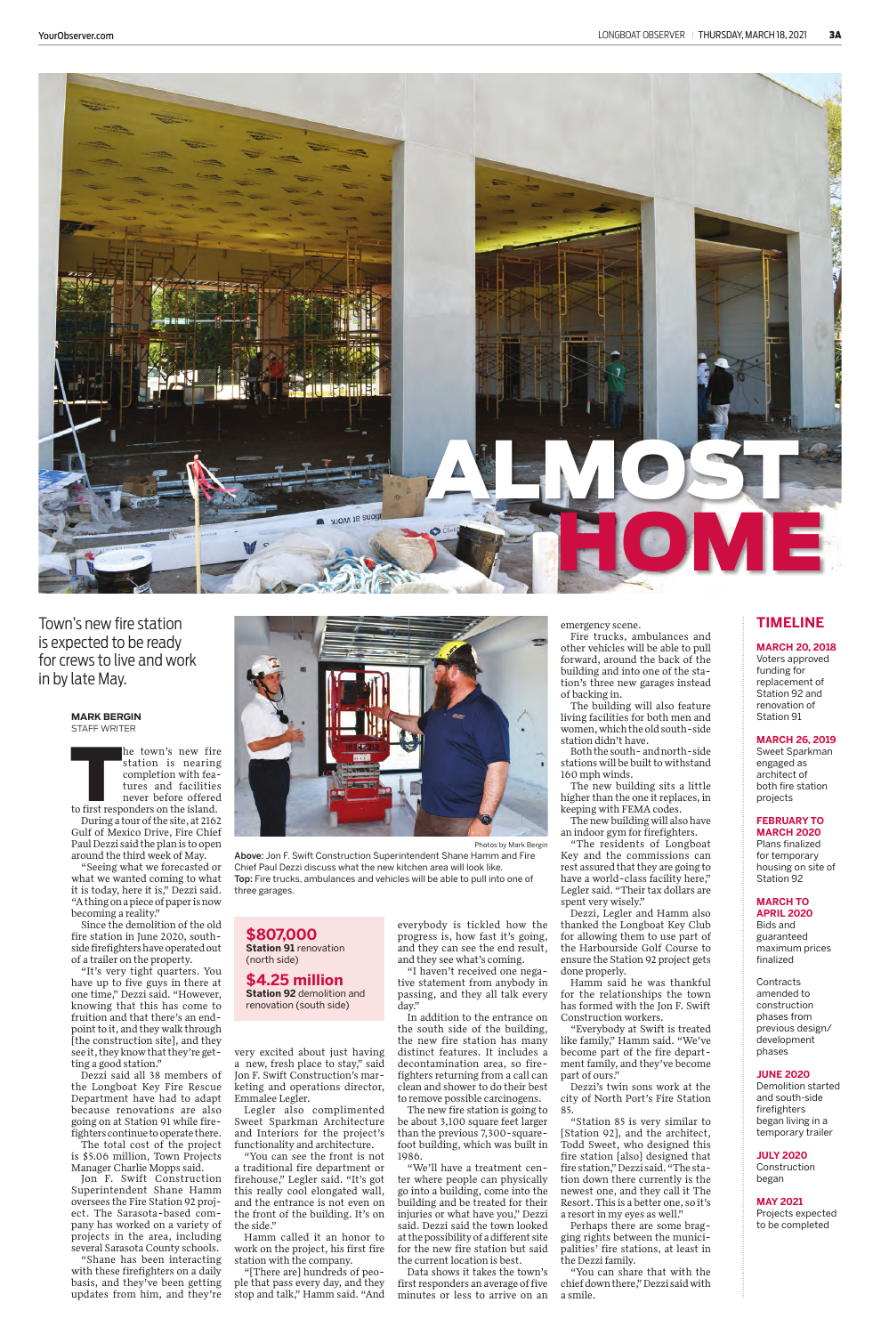# ALMOST HOME

## Town's new fire station is expected to be ready for crews to live and work in by late May.

**MARK BERGIN**
STAFF WRITER

The town's new fire station is nearing completion with features and facilities never before offered to first responders on the island.

During a tour of the site, at 2162 Gulf of Mexico Drive, Fire Chief Paul Dezzi said the plan is to open around the third week of May.

"Seeing what we forecasted or what we wanted coming to what it is today, here it is," Dezzi said. "A thing on a piece of paper is now becoming a reality."

Since the demolition of the old fire station in June 2020, south-side firefighters have operated out of a trailer on the property.

"It's very tight quarters. You have up to five guys in there at one time," Dezzi said. "However, knowing that this has come to fruition and that there's an endpoint to it, and they walk through [the construction site], and they see it, they know that they're getting a good station."

Dezzi said all 38 members of the Longboat Key Fire Rescue Department have had to adapt because renovations are also going on at Station 91 while firefighters continue to operate there.

The total cost of the project is $5.06 million, Town Projects Manager Charlie Mopps said.

Jon F. Swift Construction Superintendent Shane Hamm oversees the Fire Station 92 project. The Sarasota-based company has worked on a variety of projects in the area, including several Sarasota County schools.

"Shane has been interacting with these firefighters on a daily basis, and they've been getting updates from him, and they're very excited about just having a new, fresh place to stay," said Jon F. Swift Construction's marketing and operations director, Emmalee Legler.

Legler also complimented Sweet Sparkman Architecture and Interiors for the project's functionality and architecture.

"You can see the front is not a traditional fire department or firehouse," Legler said. "It's got this really cool elongated wall, and the entrance is not even on the front of the building. It's on the side."

Hamm called it an honor to work on the project, his first fire station with the company.

"[There are] hundreds of people that pass every day, and they stop and talk," Hamm said. "And everybody is tickled how the progress is, how fast it's going, and they can see the end result, and they see what's coming.

"I haven't received one negative statement from anybody in passing, and they all talk every day."

In addition to the entrance on the south side of the building, the new fire station has many distinct features. It includes a decontamination area, so firefighters returning from a call can clean and shower to do their best to remove possible carcinogens.

The new fire station is going to be about 3,100 square feet larger than the previous 7,300-square-foot building, which was built in 1986.

"We'll have a treatment center where people can physically go into a building, come into the building and be treated for their injuries or what have you," Dezzi said. Dezzi said the town looked at the possibility of a different site for the new fire station but said the current location is best.

Data shows it takes the town's first responders an average of five minutes or less to arrive on an emergency scene.

Fire trucks, ambulances and other vehicles will be able to pull forward, around the back of the building and into one of the station's three new garages instead of backing in.

The building will also feature living facilities for both men and women, which the old south-side station didn't have.

Both the south- and north-side stations will be built to withstand 160 mph winds.

The new building sits a little higher than the one it replaces, in keeping with FEMA codes.

The new building will also have an indoor gym for firefighters.

"The residents of Longboat Key and the commissions can rest assured that they are going to have a world-class facility here," Legler said. "Their tax dollars are spent very wisely."

Dezzi, Legler and Hamm also thanked the Longboat Key Club for allowing them to use part of the Harbourside Golf Course to ensure the Station 92 project gets done properly.

Hamm said he was thankful for the relationships the town has formed with the Jon F. Swift Construction workers.

"Everybody at Swift is treated like family," Hamm said. "We've become part of the fire department family, and they've become part of ours."

Dezzi's twin sons work at the city of North Port's Fire Station 85.

"Station 85 is very similar to [Station 92], and the architect, Todd Sweet, who designed this fire station [also] designed that fire station," Dezzi said. "The station down there currently is the newest one, and they call it The Resort. This is a better one, so it's a resort in my eyes as well."

Perhaps there are some bragging rights between the municipalities' fire stations, at least in the Dezzi family.

"You can share that with the chief down there," Dezzi said with a smile.

**$807,000**
**Station 91** renovation (north side)

**$4.25 million**
**Station 92** demolition and renovation (south side)

Photos by Mark Bergin

Above: Jon F. Swift Construction Superintendent Shane Hamm and Fire Chief Paul Dezzi discuss what the new kitchen area will look like.
Top: Fire trucks, ambulances and vehicles will be able to pull into one of three garages.

## TIMELINE

**MARCH 20, 2018**
Voters approved funding for replacement of Station 92 and renovation of Station 91

**MARCH 26, 2019**
Sweet Sparkman engaged as architect of both fire station projects

**FEBRUARY TO MARCH 2020**
Plans finalized for temporary housing on site of Station 92

**MARCH TO APRIL 2020**
Bids and guaranteed maximum prices finalized

Contracts amended to construction phases from previous design/development phases

**JUNE 2020**
Demolition started and south-side firefighters began living in a temporary trailer

**JULY 2020**
Construction began

**MAY 2021**
Projects expected to be completed